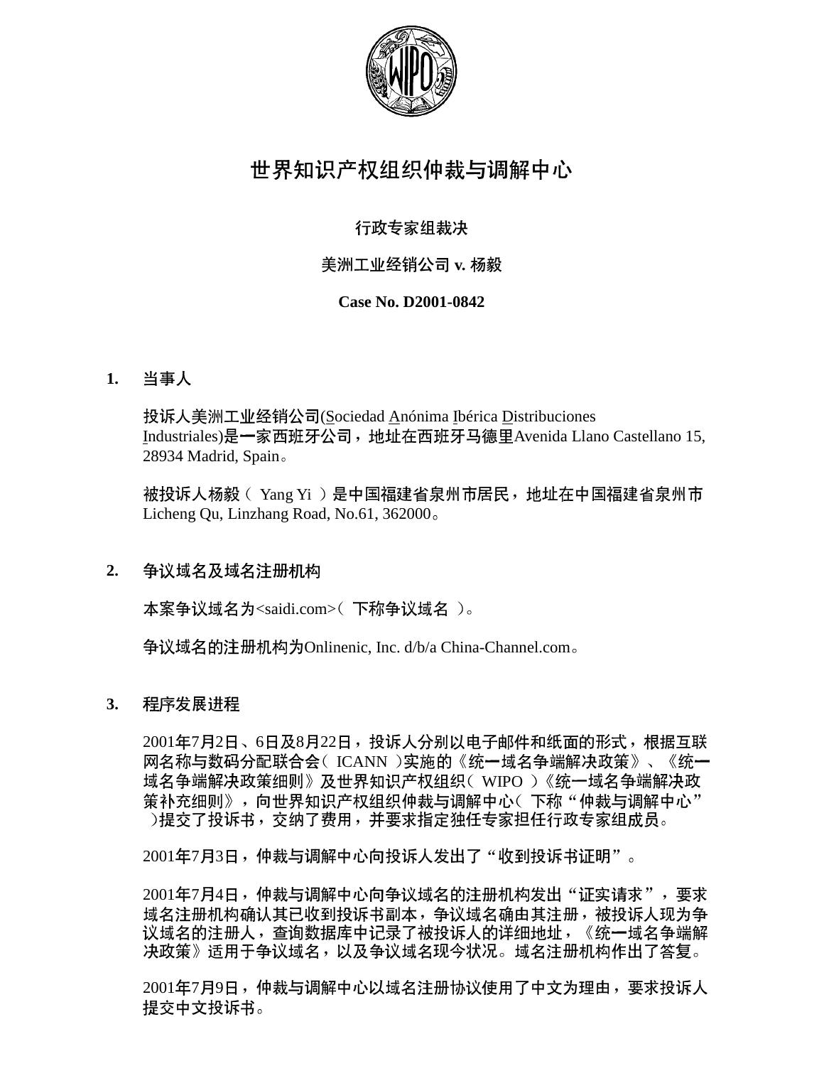# 世界知识产权组织仲裁与调解中心

## 行政专家组裁决

## 美洲工业经销公司 v. 杨毅

## Case No. D2001-0842

### 1. 当事人

投诉人美洲工业经销公司(Sociedad Anónima Ibérica Distribuciones Industriales)是一家西班牙公司，地址在西班牙马德里Avenida Llano Castellano 15, 28934 Madrid, Spain。

被投诉人杨毅（ Yang Yi ）是中国福建省泉州市居民，地址在中国福建省泉州市Licheng Qu, Linzhang Road, No.61, 362000。

### 2. 争议域名及域名注册机构

本案争议域名为<saidi.com>（ 下称争议域名 ）。

争议域名的注册机构为Onlinenic, Inc. d/b/a China-Channel.com。

### 3. 程序发展进程

2001年7月2日、6日及8月22日，投诉人分别以电子邮件和纸面的形式，根据互联网名称与数码分配联合会（ ICANN ）实施的《统一域名争端解决政策》、《统一域名争端解决政策细则》及世界知识产权组织（ WIPO ）《统一域名争端解决政策补充细则》，向世界知识产权组织仲裁与调解中心（ 下称“仲裁与调解中心” ）提交了投诉书，交纳了费用，并要求指定独任专家担任行政专家组成员。

2001年7月3日，仲裁与调解中心向投诉人发出了“收到投诉书证明”。

2001年7月4日，仲裁与调解中心向争议域名的注册机构发出“证实请求”，要求域名注册机构确认其已收到投诉书副本，争议域名确由其注册，被投诉人现为争议域名的注册人，查询数据库中记录了被投诉人的详细地址，《统一域名争端解决政策》适用于争议域名，以及争议域名现今状况。域名注册机构作出了答复。

2001年7月9日，仲裁与调解中心以域名注册协议使用了中文为理由，要求投诉人提交中文投诉书。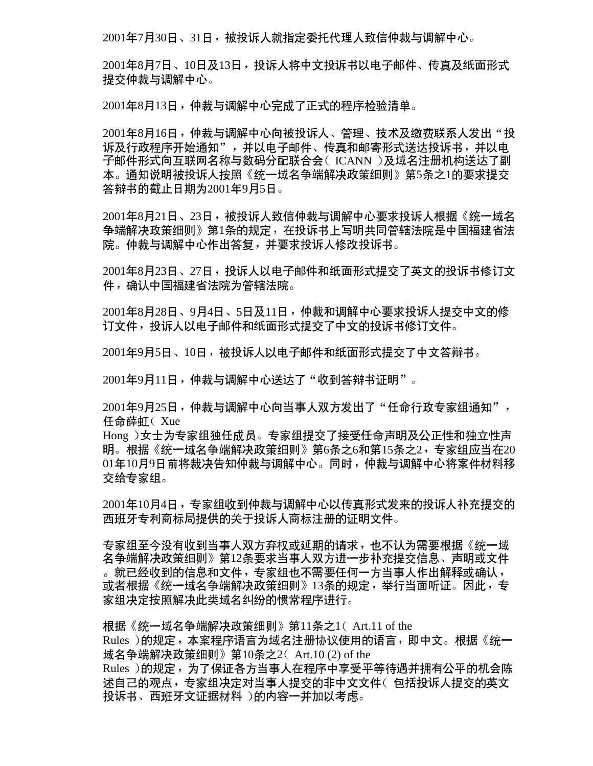2001年7月30日、31日，被投诉人就指定委托代理人致信仲裁与调解中心。

2001年8月7日、10日及13日，投诉人将中文投诉书以电子邮件、传真及纸面形式提交仲裁与调解中心。

2001年8月13日，仲裁与调解中心完成了正式的程序检验清单。

2001年8月16日，仲裁与调解中心向被投诉人、管理、技术及缴费联系人发出“投诉及行政程序开始通知”，并以电子邮件、传真和邮寄形式送达投诉书，并以电子邮件形式向互联网名称与数码分配联合会（ICANN）及域名注册机构送达了副本。通知说明被投诉人按照《统一域名争端解决政策细则》第5条之1的要求提交答辩书的截止日期为2001年9月5日。

2001年8月21日、23日，被投诉人致信仲裁与调解中心要求投诉人根据《统一域名争端解决政策细则》第1条的规定，在投诉书上写明共同管辖法院是中国福建省法院。仲裁与调解中心作出答复，并要求投诉人修改投诉书。

2001年8月23日、27日，投诉人以电子邮件和纸面形式提交了英文的投诉书修订文件，确认中国福建省法院为管辖法院。

2001年8月28日、9月4日、5日及11日，仲裁和调解中心要求投诉人提交中文的修订文件，投诉人以电子邮件和纸面形式提交了中文的投诉书修订文件。

2001年9月5日、10日，被投诉人以电子邮件和纸面形式提交了中文答辩书。

2001年9月11日，仲裁与调解中心送达了“收到答辩书证明”。

2001年9月25日，仲裁与调解中心向当事人双方发出了“任命行政专家组通知”，任命薛虹（Xue Hong）女士为专家组独任成员。专家组提交了接受任命声明及公正性和独立性声明。根据《统一域名争端解决政策细则》第6条之6和第15条之2，专家组应当在2001年10月9日前将裁决告知仲裁与调解中心。同时，仲裁与调解中心将案件材料移交给专家组。

2001年10月4日，专家组收到仲裁与调解中心以传真形式发来的投诉人补充提交的西班牙专利商标局提供的关于投诉人商标注册的证明文件。

专家组至今没有收到当事人双方弃权或延期的请求，也不认为需要根据《统一域名争端解决政策细则》第12条要求当事人双方进一步补充提交信息、声明或文件。就已经收到的信息和文件，专家组也不需要任何一方当事人作出解释或确认，或者根据《统一域名争端解决政策细则》13条的规定，举行当面听证。因此，专家组决定按照解决此类域名纠纷的惯常程序进行。

根据《统一域名争端解决政策细则》第11条之1（Art.11 of the Rules）的规定，本案程序语言为域名注册协议使用的语言，即中文。根据《统一域名争端解决政策细则》第10条之2（Art.10 (2) of the Rules）的规定，为了保证各方当事人在程序中享受平等待遇并拥有公平的机会陈述自己的观点，专家组决定对当事人提交的非中文文件（包括投诉人提交的英文投诉书、西班牙文证据材料）的内容一并加以考虑。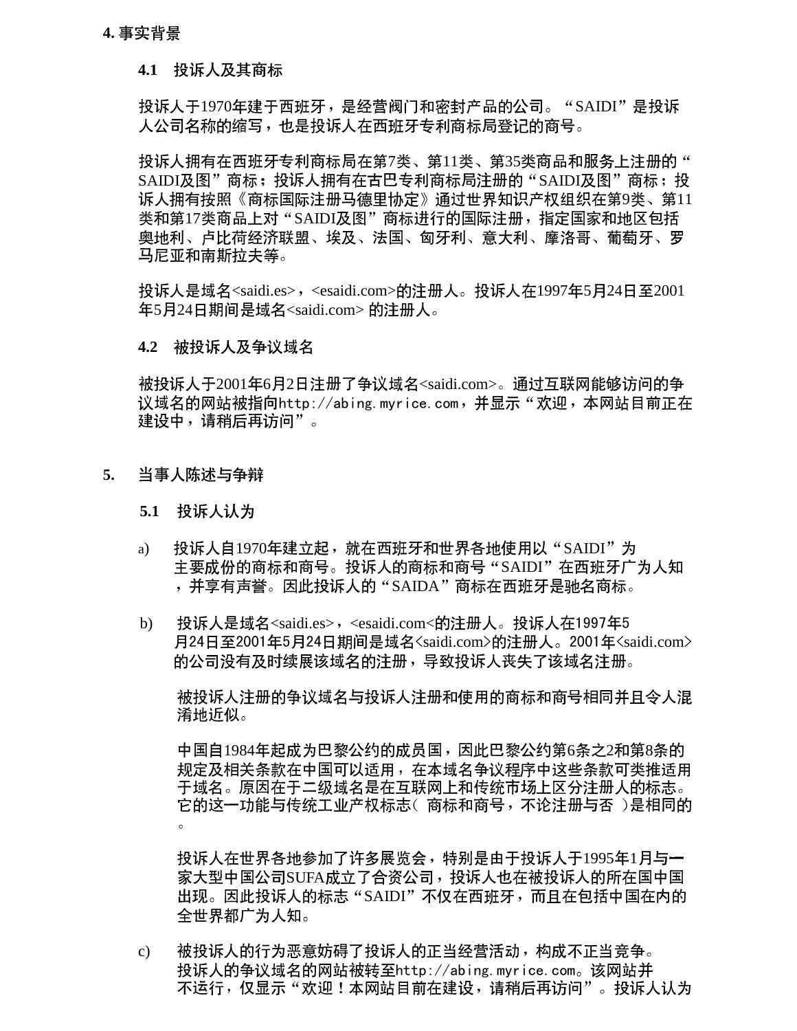## 4. 事实背景

### 4.1 投诉人及其商标

投诉人于1970年建于西班牙，是经营阀门和密封产品的公司。“SAIDI”是投诉人公司名称的缩写，也是投诉人在西班牙专利商标局登记的商号。

投诉人拥有在西班牙专利商标局在第7类、第11类、第35类商品和服务上注册的“SAIDI及图”商标；投诉人拥有在古巴专利商标局注册的“SAIDI及图”商标；投诉人拥有按照《商标国际注册马德里协定》通过世界知识产权组织在第9类、第11类和第17类商品上对“SAIDI及图”商标进行的国际注册，指定国家和地区包括奥地利、卢比荷经济联盟、埃及、法国、匈牙利、意大利、摩洛哥、葡萄牙、罗马尼亚和南斯拉夫等。

投诉人是域名<saidi.es>，<esaidi.com>的注册人。投诉人在1997年5月24日至2001年5月24日期间是域名<saidi.com> 的注册人。

### 4.2 被投诉人及争议域名

被投诉人于2001年6月2日注册了争议域名<saidi.com>。通过互联网能够访问的争议域名的网站被指向http://abing.myrice.com，并显示“欢迎，本网站目前正在建设中，请稍后再访问”。

## 5. 当事人陈述与争辩

### 5.1 投诉人认为

a) 投诉人自1970年建立起，就在西班牙和世界各地使用以“SAIDI”为主要成份的商标和商号。投诉人的商标和商号“SAIDI”在西班牙广为人知，并享有声誉。因此投诉人的“SAIDA”商标在西班牙是驰名商标。

b) 投诉人是域名<saidi.es>，<esaidi.com<的注册人。投诉人在1997年5月24日至2001年5月24日期间是域名<saidi.com>的注册人。2001年<saidi.com>的公司没有及时续展该域名的注册，导致投诉人丧失了该域名注册。

被投诉人注册的争议域名与投诉人注册和使用的商标和商号相同并且令人混淆地近似。

中国自1984年起成为巴黎公约的成员国，因此巴黎公约第6条之2和第8条的规定及相关条款在中国可以适用，在本域名争议程序中这些条款可类推适用于域名。原因在于二级域名是在互联网上和传统市场上区分注册人的标志。它的这一功能与传统工业产权标志（ 商标和商号，不论注册与否 ）是相同的。

投诉人在世界各地参加了许多展览会，特别是由于投诉人于1995年1月与一家大型中国公司SUFA成立了合资公司，投诉人也在被投诉人的所在国中国出现。因此投诉人的标志“SAIDI”不仅在西班牙，而且在包括中国在内的全世界都广为人知。

c) 被投诉人的行为恶意妨碍了投诉人的正当经营活动，构成不正当竞争。投诉人的争议域名的网站被转至http://abing.myrice.com。该网站并不运行，仅显示“欢迎！本网站目前在建设，请稍后再访问”。投诉人认为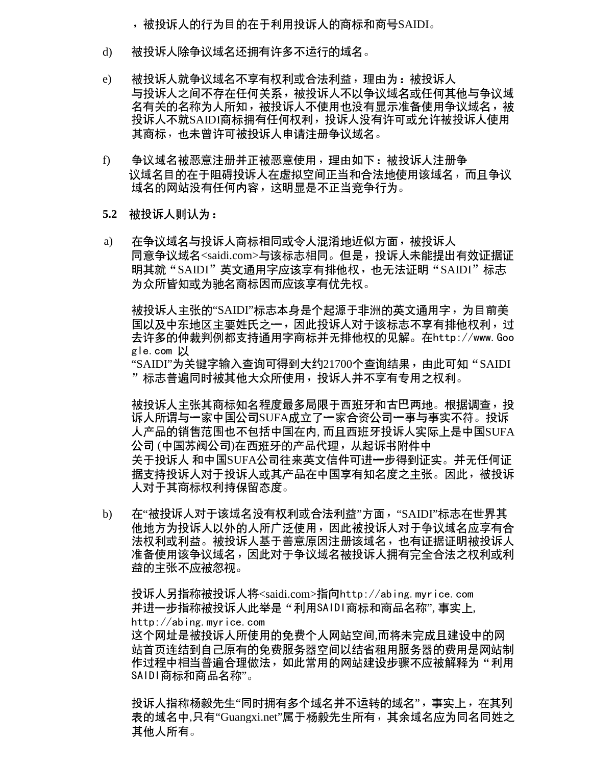，被投诉人的行为目的在于利用投诉人的商标和商号SAIDI。

d) 被投诉人除争议域名还拥有许多不运行的域名。

e) 被投诉人就争议域名不享有权利或合法利益，理由为：被投诉人与投诉人之间不存在任何关系，被投诉人不以争议域名或任何其他与争议域名有关的名称为人所知，被投诉人不使用也没有显示准备使用争议域名，被投诉人不就SAIDI商标拥有任何权利，投诉人没有许可或允许被投诉人使用其商标，也未曾许可被投诉人申请注册争议域名。

f) 争议域名被恶意注册并正被恶意使用，理由如下：被投诉人注册争议域名目的在于阻碍投诉人在虚拟空间正当和合法地使用该域名，而且争议域名的网站没有任何内容，这明显是不正当竞争行为。

**5.2 被投诉人则认为：**

a) 在争议域名与投诉人商标相同或令人混淆地近似方面，被投诉人同意争议域名<saidi.com>与该标志相同。但是，投诉人未能提出有效证据证明其就“SAIDI”英文通用字应该享有排他权，也无法证明“SAIDI”标志为众所皆知或为驰名商标因而应该享有优先权。

被投诉人主张的“SAIDI”标志本身是个起源于非洲的英文通用字，为目前美国以及中东地区主要姓氏之一，因此投诉人对于该标志不享有排他权利，过去许多的仲裁判例都支持通用字商标并无排他权的见解。在http://www.Google.com 以“SAIDI”为关键字输入查询可得到大约21700个查询结果，由此可知“SAIDI”标志普遍同时被其他大众所使用，投诉人并不享有专用之权利。

被投诉人主张其商标知名程度最多局限于西班牙和古巴两地。根据调查，投诉人所谓与一家中国公司SUFA成立了一家合资公司一事与事实不符。投诉人产品的销售范围也不包括中国在内, 而且西班牙投诉人实际上是中国SUFA公司 (中国苏阀公司)在西班牙的产品代理，从起诉书附件中关于投诉人 和中国SUFA公司往来英文信件可进一步得到证实。并无任何证据支持投诉人对于投诉人或其产品在中国享有知名度之主张。因此，被投诉人对于其商标权利持保留态度。

b) 在“被投诉人对于该域名没有权利或合法利益”方面，“SAIDI”标志在世界其他地方为投诉人以外的人所广泛使用，因此被投诉人对于争议域名应享有合法权利或利益。被投诉人基于善意原因注册该域名，也有证据证明被投诉人准备使用该争议域名，因此对于争议域名被投诉人拥有完全合法之权利或利益的主张不应被忽视。

投诉人另指称被投诉人将<saidi.com>指向http://abing.myrice.com 并进一步指称被投诉人此举是“利用SAIDI商标和商品名称”, 事实上, http://abing.myrice.com 这个网址是被投诉人所使用的免费个人网站空间,而将未完成且建设中的网站首页连结到自己原有的免费服务器空间以结省租用服务器的费用是网站制作过程中相当普遍合理做法，如此常用的网站建设步骤不应被解释为“利用SAIDI商标和商品名称”。

投诉人指称杨毅先生“同时拥有多个域名并不运转的域名”，事实上，在其列表的域名中,只有“Guangxi.net”属于杨毅先生所有，其余域名应为同名同姓之其他人所有。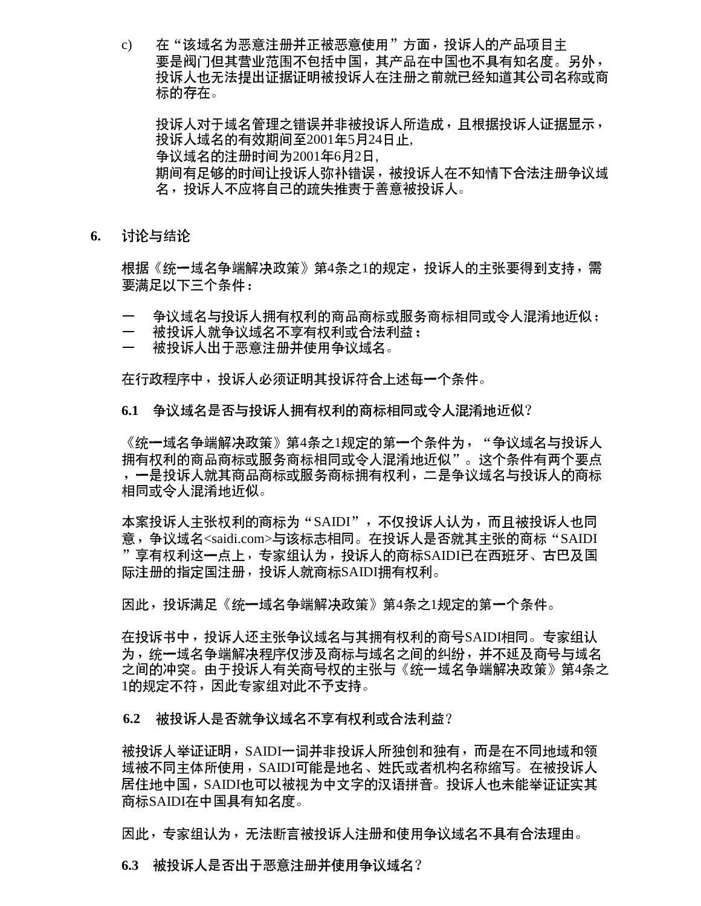c) 在“该域名为恶意注册并正被恶意使用”方面，投诉人的产品项目主要是阀门但其营业范围不包括中国，其产品在中国也不具有知名度。另外，投诉人也无法提出证据证明被投诉人在注册之前就已经知道其公司名称或商标的存在。

投诉人对于域名管理之错误并非被投诉人所造成，且根据投诉人证据显示，投诉人域名的有效期间至2001年5月24日止,
争议域名的注册时间为2001年6月2日,
期间有足够的时间让投诉人弥补错误，被投诉人在不知情下合法注册争议域名，投诉人不应将自己的疏失推责于善意被投诉人。

## 6. 讨论与结论

根据《统一域名争端解决政策》第4条之1的规定，投诉人的主张要得到支持，需要满足以下三个条件：

- 争议域名与投诉人拥有权利的商品商标或服务商标相同或令人混淆地近似；
- 被投诉人就争议域名不享有权利或合法利益；
- 被投诉人出于恶意注册并使用争议域名。

在行政程序中，投诉人必须证明其投诉符合上述每一个条件。

### 6.1 争议域名是否与投诉人拥有权利的商标相同或令人混淆地近似?

《统一域名争端解决政策》第4条之1规定的第一个条件为，“争议域名与投诉人拥有权利的商品商标或服务商标相同或令人混淆地近似”。这个条件有两个要点，一是投诉人就其商品商标或服务商标拥有权利，二是争议域名与投诉人的商标相同或令人混淆地近似。

本案投诉人主张权利的商标为“SAIDI”，不仅投诉人认为，而且被投诉人也同意，争议域名<saidi.com>与该标志相同。在投诉人是否就其主张的商标“SAIDI”享有权利这一点上，专家组认为，投诉人的商标SAIDI已在西班牙、古巴及国际注册的指定国注册，投诉人就商标SAIDI拥有权利。

因此，投诉满足《统一域名争端解决政策》第4条之1规定的第一个条件。

在投诉书中，投诉人还主张争议域名与其拥有权利的商号SAIDI相同。专家组认为，统一域名争端解决程序仅涉及商标与域名之间的纠纷，并不延及商号与域名之间的冲突。由于投诉人有关商号权的主张与《统一域名争端解决政策》第4条之1的规定不符，因此专家组对此不予支持。

### 6.2 被投诉人是否就争议域名不享有权利或合法利益?

被投诉人举证证明，SAIDI一词并非投诉人所独创和独有，而是在不同地域和领域被不同主体所使用，SAIDI可能是地名、姓氏或者机构名称缩写。在被投诉人居住地中国，SAIDI也可以被视为中文字的汉语拼音。投诉人也未能举证证实其商标SAIDI在中国具有知名度。

因此，专家组认为，无法断言被投诉人注册和使用争议域名不具有合法理由。

### 6.3 被投诉人是否出于恶意注册并使用争议域名?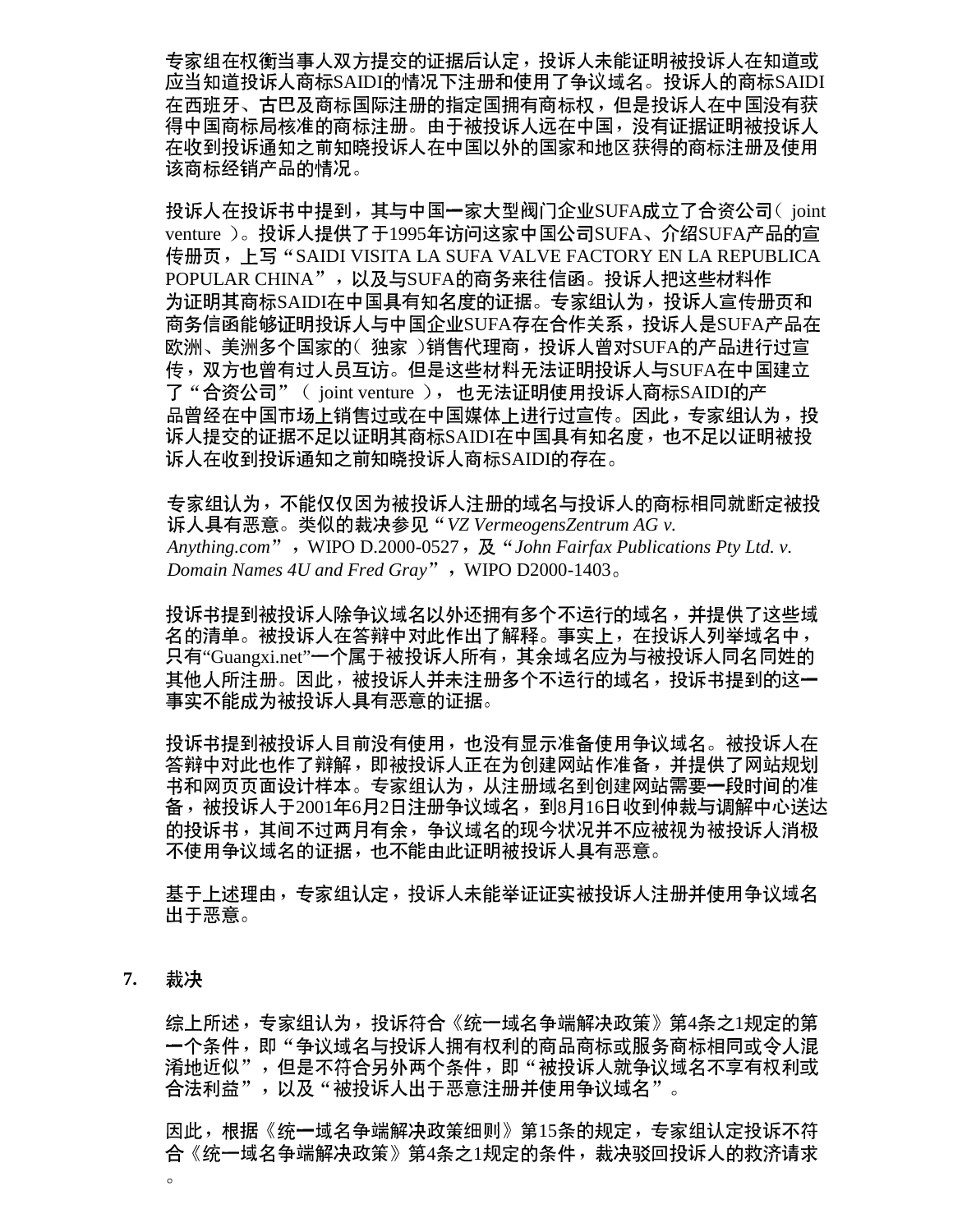专家组在权衡当事人双方提交的证据后认定，投诉人未能证明被投诉人在知道或应当知道投诉人商标SAIDI的情况下注册和使用了争议域名。投诉人的商标SAIDI在西班牙、古巴及商标国际注册的指定国拥有商标权，但是投诉人在中国没有获得中国商标局核准的商标注册。由于被投诉人远在中国，没有证据证明被投诉人在收到投诉通知之前知晓投诉人在中国以外的国家和地区获得的商标注册及使用该商标经销产品的情况。

投诉人在投诉书中提到，其与中国一家大型阀门企业SUFA成立了合资公司（ joint venture ）。投诉人提供了于1995年访问这家中国公司SUFA、介绍SUFA产品的宣传册页，上写"SAIDI VISITA LA SUFA VALVE FACTORY EN LA REPUBLICA POPULAR CHINA"，以及与SUFA的商务来往信函。投诉人把这些材料作为证明其商标SAIDI在中国具有知名度的证据。专家组认为，投诉人宣传册页和商务信函能够证明投诉人与中国企业SUFA存在合作关系，投诉人是SUFA产品在欧洲、美洲多个国家的（ 独家 ）销售代理商，投诉人曾对SUFA的产品进行过宣传，双方也曾有过人员互访。但是这些材料无法证明投诉人与SUFA在中国建立了"合资公司"（ joint venture ）， 也无法证明使用投诉人商标SAIDI的产品曾经在中国市场上销售过或在中国媒体上进行过宣传。因此，专家组认为，投诉人提交的证据不足以证明其商标SAIDI在中国具有知名度，也不足以证明被投诉人在收到投诉通知之前知晓投诉人商标SAIDI的存在。

专家组认为，不能仅仅因为被投诉人注册的域名与投诉人的商标相同就断定被投诉人具有恶意。类似的裁决参见"*VZ VermeogensZentrum AG v. Anything.com*"，WIPO D.2000-0527，及"*John Fairfax Publications Pty Ltd. v. Domain Names 4U and Fred Gray*"，WIPO D2000-1403。

投诉书提到被投诉人除争议域名以外还拥有多个不运行的域名，并提供了这些域名的清单。被投诉人在答辩中对此作出了解释。事实上，在投诉人列举域名中，只有"Guangxi.net"一个属于被投诉人所有，其余域名应为与被投诉人同名同姓的其他人所注册。因此，被投诉人并未注册多个不运行的域名，投诉书提到的这一事实不能成为被投诉人具有恶意的证据。

投诉书提到被投诉人目前没有使用，也没有显示准备使用争议域名。被投诉人在答辩中对此也作了辩解，即被投诉人正在为创建网站作准备，并提供了网站规划书和网页页面设计样本。专家组认为，从注册域名到创建网站需要一段时间的准备，被投诉人于2001年6月2日注册争议域名，到8月16日收到仲裁与调解中心送达的投诉书，其间不过两月有余，争议域名的现今状况并不应被视为被投诉人消极不使用争议域名的证据，也不能由此证明被投诉人具有恶意。

基于上述理由，专家组认定，投诉人未能举证证实被投诉人注册并使用争议域名出于恶意。

## 7. 裁决

综上所述，专家组认为，投诉符合《统一域名争端解决政策》第4条之1规定的第一个条件，即"争议域名与投诉人拥有权利的商品商标或服务商标相同或令人混淆地近似"，但是不符合另外两个条件，即"被投诉人就争议域名不享有权利或合法利益"，以及"被投诉人出于恶意注册并使用争议域名"。

因此，根据《统一域名争端解决政策细则》第15条的规定，专家组认定投诉不符合《统一域名争端解决政策》第4条之1规定的条件，裁决驳回投诉人的救济请求。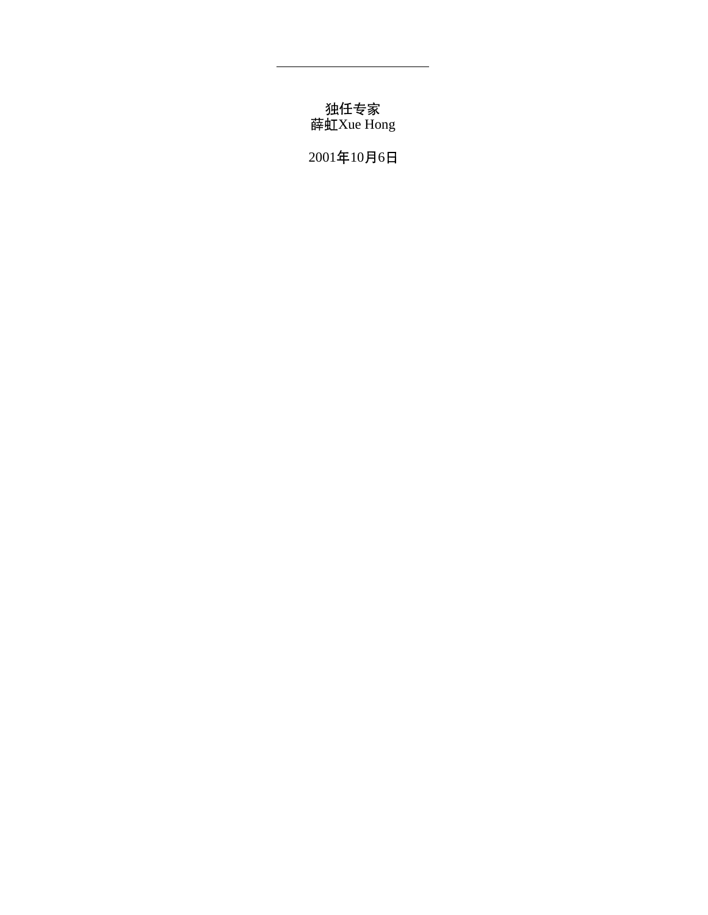---

独任专家
薛虹Xue Hong

2001年10月6日